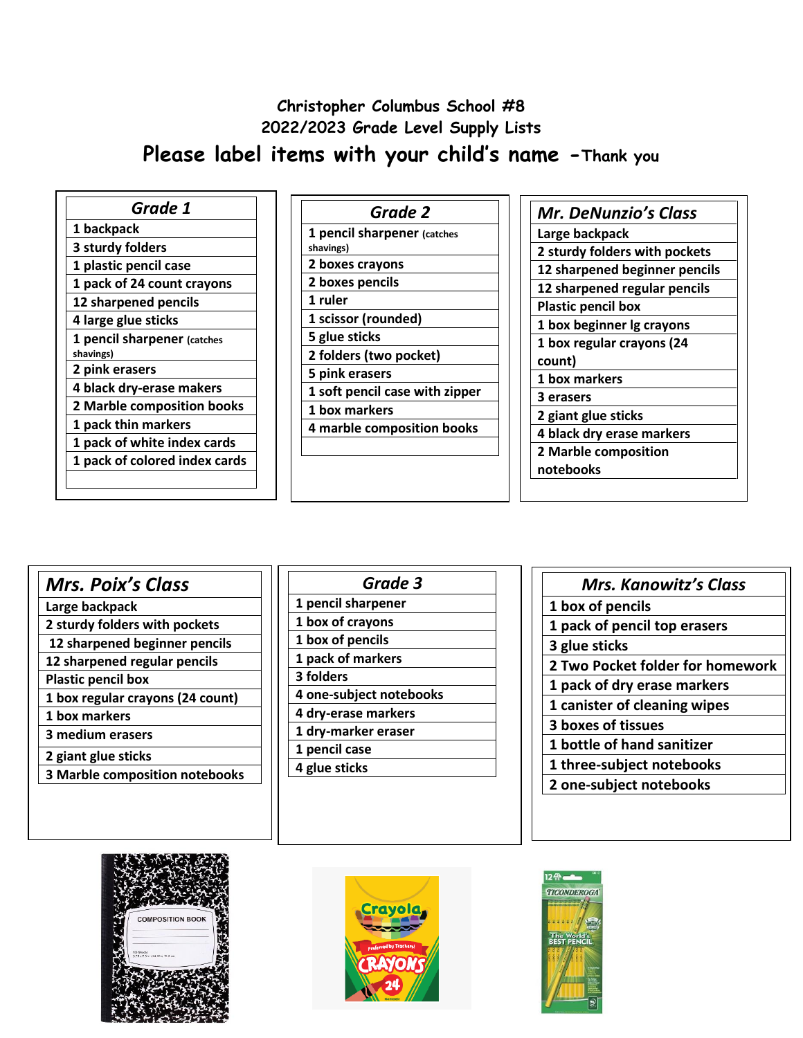# Christopher Columbus School #8

## 2022/2023 Grade Level Supply Lists

**Please label items with your child's name -Thank you**

| Grade 1 |
|---|
| 1 backpack |
| 3 sturdy folders |
| 1 plastic pencil case |
| 1 pack of 24 count crayons |
| 12 sharpened pencils |
| 4 large glue sticks |
| 1 pencil sharpener (catches shavings) |
| 2 pink erasers |
| 4 black dry-erase makers |
| 2 Marble composition books |
| 1 pack thin markers |
| 1 pack of white index cards |
| 1 pack of colored index cards |

| Grade 2 |
|---|
| 1 pencil sharpener (catches shavings) |
| 2 boxes crayons |
| 2 boxes pencils |
| 1 ruler |
| 1 scissor (rounded) |
| 5 glue sticks |
| 2 folders (two pocket) |
| 5 pink erasers |
| 1 soft pencil case with zipper |
| 1 box markers |
| 4 marble composition books |

| Mr. DeNunzio's Class |
|---|
| Large backpack |
| 2 sturdy folders with pockets |
| 12 sharpened beginner pencils |
| 12 sharpened regular pencils |
| Plastic pencil box |
| 1 box beginner lg crayons |
| 1 box regular crayons (24 count) |
| 1 box markers |
| 3 erasers |
| 2 giant glue sticks |
| 4 black dry erase markers |
| 2 Marble composition notebooks |

| Mrs. Poix's Class |
|---|
| Large backpack |
| 2 sturdy folders with pockets |
| 12 sharpened beginner pencils |
| 12 sharpened regular pencils |
| Plastic pencil box |
| 1 box regular crayons (24 count) |
| 1 box markers |
| 3 medium erasers |
| 2 giant glue sticks |
| 3 Marble composition notebooks |

| Grade 3 |
|---|
| 1 pencil sharpener |
| 1 box of crayons |
| 1 box of pencils |
| 1 pack of markers |
| 3 folders |
| 4 one-subject notebooks |
| 4 dry-erase markers |
| 1 dry-marker eraser |
| 1 pencil case |
| 4 glue sticks |

| Mrs. Kanowitz's Class |
|---|
| 1 box of pencils |
| 1 pack of pencil top erasers |
| 3 glue sticks |
| 2 Two Pocket folder for homework |
| 1 pack of dry erase markers |
| 1 canister of cleaning wipes |
| 3 boxes of tissues |
| 1 bottle of hand sanitizer |
| 1 three-subject notebooks |
| 2 one-subject notebooks |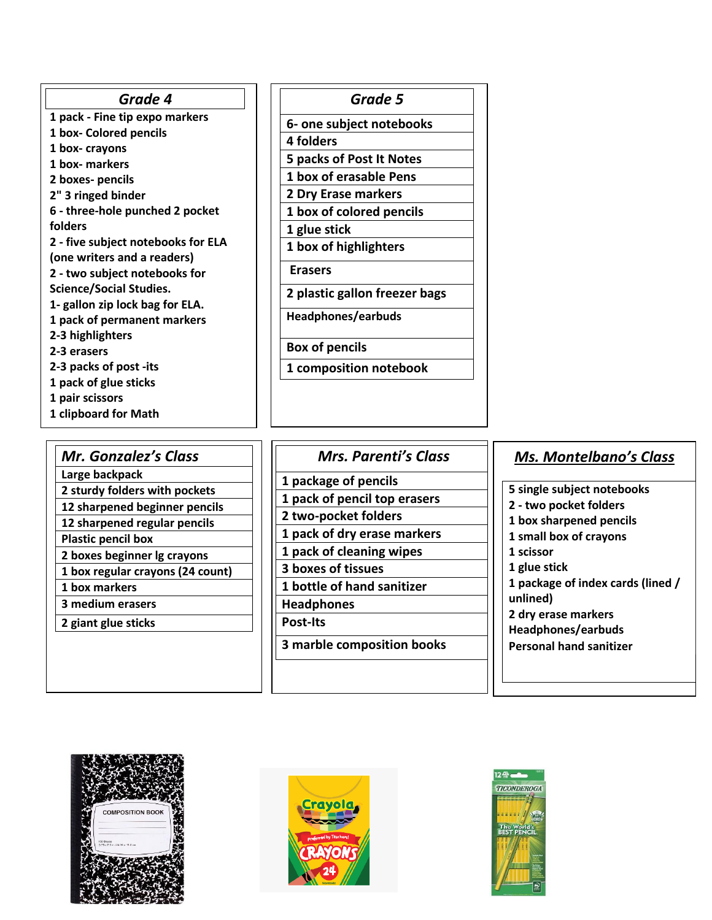## Grade 4

- 1 pack - Fine tip expo markers
- 1 box- Colored pencils
- 1 box- crayons
- 1 box- markers
- 2 boxes- pencils
- 2" 3 ringed binder
- 6 - three-hole punched 2 pocket folders
- 2 - five subject notebooks for ELA (one writers and a readers)
- 2 - two subject notebooks for Science/Social Studies.
- 1- gallon zip lock bag for ELA.
- 1 pack of permanent markers
- 2-3 highlighters
- 2-3 erasers
- 2-3 packs of post -its
- 1 pack of glue sticks
- 1 pair scissors
- 1 clipboard for Math

## Grade 5

- 6- one subject notebooks
- 4 folders
- 5 packs of Post It Notes
- 1 box of erasable Pens
- 2 Dry Erase markers
- 1 box of colored pencils
- 1 glue stick
- 1 box of highlighters
- Erasers
- 2 plastic gallon freezer bags
- Headphones/earbuds
- Box of pencils
- 1 composition notebook

## Mr. Gonzalez's Class

- Large backpack
- 2 sturdy folders with pockets
- 12 sharpened beginner pencils
- 12 sharpened regular pencils
- Plastic pencil box
- 2 boxes beginner lg crayons
- 1 box regular crayons (24 count)
- 1 box markers
- 3 medium erasers
- 2 giant glue sticks

## Mrs. Parenti's Class

- 1 package of pencils
- 1 pack of pencil top erasers
- 2 two-pocket folders
- 1 pack of dry erase markers
- 1 pack of cleaning wipes
- 3 boxes of tissues
- 1 bottle of hand sanitizer
- Headphones
- Post-Its
- 3 marble composition books

## Ms. Montelbano's Class

- 5 single subject notebooks
- 2 - two pocket folders
- 1 box sharpened pencils
- 1 small box of crayons
- 1 scissor
- 1 glue stick
- 1 package of index cards (lined / unlined)
- 2 dry erase markers
- Headphones/earbuds
- Personal hand sanitizer